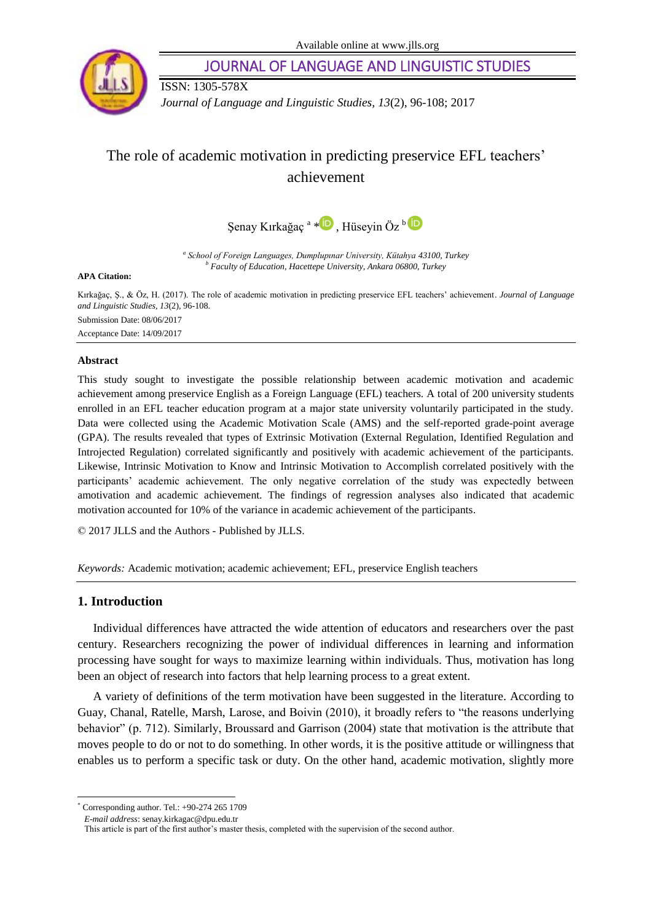Available online at www.jlls.org

JOURNAL OF LANGUAGE AND LINGUISTIC STUDIES

ISSN: 1305-578X

*Journal of Language and Linguistic Studies, 13*(2), 96-108; 2017

# The role of academic motivation in predicting preservice EFL teachers' achievement

Şenay Kırkağaç [a] *, Hüseyin Öz [b]

[a] *School of Foreign Languages, Dumplupınar University, Kütahya 43100, Turkey*
[b] *Faculty of Education, Hacettepe University, Ankara 06800, Turkey*

**APA Citation:**

Kırkağaç, Ş., & Öz, H. (2017). The role of academic motivation in predicting preservice EFL teachers' achievement. *Journal of Language and Linguistic Studies, 13*(2), 96-108.

Submission Date: 08/06/2017

Acceptance Date: 14/09/2017

## Abstract

This study sought to investigate the possible relationship between academic motivation and academic achievement among preservice English as a Foreign Language (EFL) teachers. A total of 200 university students enrolled in an EFL teacher education program at a major state university voluntarily participated in the study. Data were collected using the Academic Motivation Scale (AMS) and the self-reported grade-point average (GPA). The results revealed that types of Extrinsic Motivation (External Regulation, Identified Regulation and Introjected Regulation) correlated significantly and positively with academic achievement of the participants. Likewise, Intrinsic Motivation to Know and Intrinsic Motivation to Accomplish correlated positively with the participants' academic achievement. The only negative correlation of the study was expectedly between amotivation and academic achievement. The findings of regression analyses also indicated that academic motivation accounted for 10% of the variance in academic achievement of the participants.

© 2017 JLLS and the Authors - Published by JLLS.

*Keywords:* Academic motivation; academic achievement; EFL, preservice English teachers

## 1. Introduction

Individual differences have attracted the wide attention of educators and researchers over the past century. Researchers recognizing the power of individual differences in learning and information processing have sought for ways to maximize learning within individuals. Thus, motivation has long been an object of research into factors that help learning process to a great extent.

A variety of definitions of the term motivation have been suggested in the literature. According to Guay, Chanal, Ratelle, Marsh, Larose, and Boivin (2010), it broadly refers to "the reasons underlying behavior" (p. 712). Similarly, Broussard and Garrison (2004) state that motivation is the attribute that moves people to do or not to do something. In other words, it is the positive attitude or willingness that enables us to perform a specific task or duty. On the other hand, academic motivation, slightly more

---

* Corresponding author. Tel.: +90-274 265 1709
*E-mail address*: senay.kirkagac@dpu.edu.tr
This article is part of the first author's master thesis, completed with the supervision of the second author.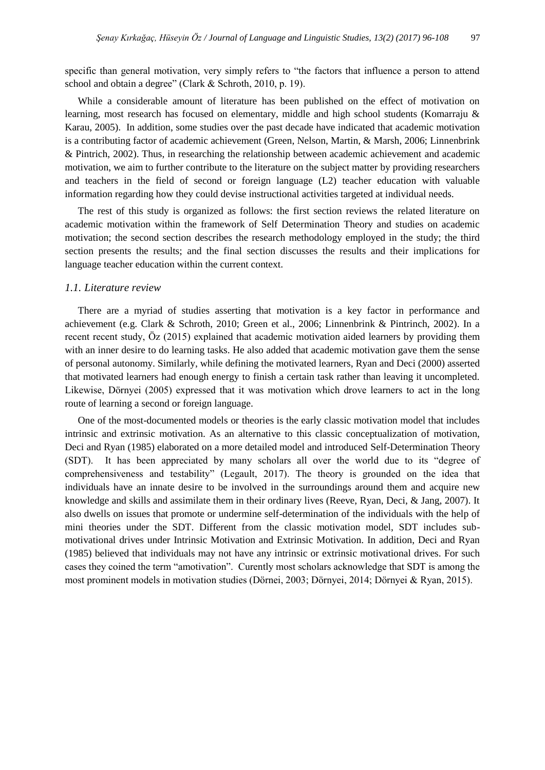specific than general motivation, very simply refers to "the factors that influence a person to attend school and obtain a degree" (Clark & Schroth, 2010, p. 19).

While a considerable amount of literature has been published on the effect of motivation on learning, most research has focused on elementary, middle and high school students (Komarraju & Karau, 2005). In addition, some studies over the past decade have indicated that academic motivation is a contributing factor of academic achievement (Green, Nelson, Martin, & Marsh, 2006; Linnenbrink & Pintrich, 2002). Thus, in researching the relationship between academic achievement and academic motivation, we aim to further contribute to the literature on the subject matter by providing researchers and teachers in the field of second or foreign language (L2) teacher education with valuable information regarding how they could devise instructional activities targeted at individual needs.

The rest of this study is organized as follows: the first section reviews the related literature on academic motivation within the framework of Self Determination Theory and studies on academic motivation; the second section describes the research methodology employed in the study; the third section presents the results; and the final section discusses the results and their implications for language teacher education within the current context.

### *1.1. Literature review*

There are a myriad of studies asserting that motivation is a key factor in performance and achievement (e.g. Clark & Schroth, 2010; Green et al., 2006; Linnenbrink & Pintrinch, 2002). In a recent recent study, Öz (2015) explained that academic motivation aided learners by providing them with an inner desire to do learning tasks. He also added that academic motivation gave them the sense of personal autonomy. Similarly, while defining the motivated learners, Ryan and Deci (2000) asserted that motivated learners had enough energy to finish a certain task rather than leaving it uncompleted. Likewise, Dörnyei (2005) expressed that it was motivation which drove learners to act in the long route of learning a second or foreign language.

One of the most-documented models or theories is the early classic motivation model that includes intrinsic and extrinsic motivation. As an alternative to this classic conceptualization of motivation, Deci and Ryan (1985) elaborated on a more detailed model and introduced Self-Determination Theory (SDT). It has been appreciated by many scholars all over the world due to its "degree of comprehensiveness and testability" (Legault, 2017). The theory is grounded on the idea that individuals have an innate desire to be involved in the surroundings around them and acquire new knowledge and skills and assimilate them in their ordinary lives (Reeve, Ryan, Deci, & Jang, 2007). It also dwells on issues that promote or undermine self-determination of the individuals with the help of mini theories under the SDT. Different from the classic motivation model, SDT includes sub-motivational drives under Intrinsic Motivation and Extrinsic Motivation. In addition, Deci and Ryan (1985) believed that individuals may not have any intrinsic or extrinsic motivational drives. For such cases they coined the term "amotivation". Curently most scholars acknowledge that SDT is among the most prominent models in motivation studies (Dörnei, 2003; Dörnyei, 2014; Dörnyei & Ryan, 2015).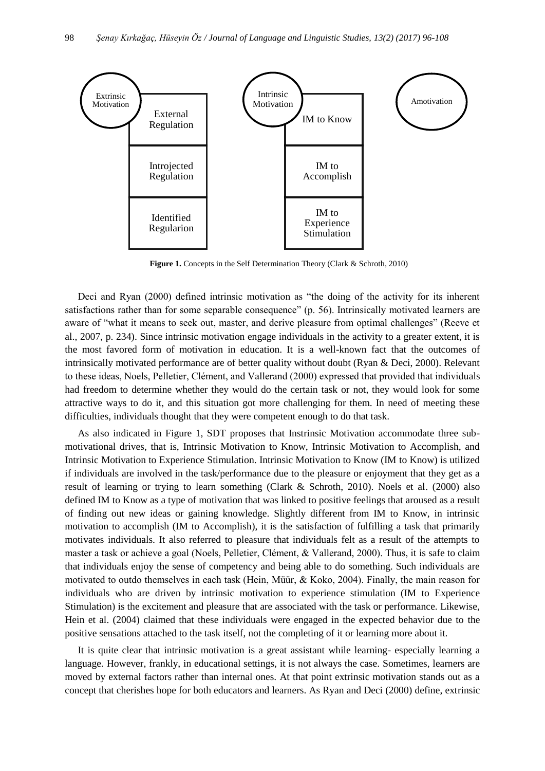| Extrinsic Motivation | Intrinsic Motivation | Amotivation |
| --- | --- | --- |
| External Regulation | IM to Know | |
| Introjected Regulation | IM to Accomplish | |
| Identified Regularion | IM to Experience Stimulation | |

**Figure 1.** Concepts in the Self Determination Theory (Clark & Schroth, 2010)

Deci and Ryan (2000) defined intrinsic motivation as "the doing of the activity for its inherent satisfactions rather than for some separable consequence" (p. 56). Intrinsically motivated learners are aware of "what it means to seek out, master, and derive pleasure from optimal challenges" (Reeve et al., 2007, p. 234). Since intrinsic motivation engage individuals in the activity to a greater extent, it is the most favored form of motivation in education. It is a well-known fact that the outcomes of intrinsically motivated performance are of better quality without doubt (Ryan & Deci, 2000). Relevant to these ideas, Noels, Pelletier, Clément, and Vallerand (2000) expressed that provided that individuals had freedom to determine whether they would do the certain task or not, they would look for some attractive ways to do it, and this situation got more challenging for them. In need of meeting these difficulties, individuals thought that they were competent enough to do that task.

As also indicated in Figure 1, SDT proposes that Instrinsic Motivation accommodate three sub-motivational drives, that is, Intrinsic Motivation to Know, Intrinsic Motivation to Accomplish, and Intrinsic Motivation to Experience Stimulation. Intrinsic Motivation to Know (IM to Know) is utilized if individuals are involved in the task/performance due to the pleasure or enjoyment that they get as a result of learning or trying to learn something (Clark & Schroth, 2010). Noels et al. (2000) also defined IM to Know as a type of motivation that was linked to positive feelings that aroused as a result of finding out new ideas or gaining knowledge. Slightly different from IM to Know, in intrinsic motivation to accomplish (IM to Accomplish), it is the satisfaction of fulfilling a task that primarily motivates individuals. It also referred to pleasure that individuals felt as a result of the attempts to master a task or achieve a goal (Noels, Pelletier, Clément, & Vallerand, 2000). Thus, it is safe to claim that individuals enjoy the sense of competency and being able to do something. Such individuals are motivated to outdo themselves in each task (Hein, Müür, & Koko, 2004). Finally, the main reason for individuals who are driven by intrinsic motivation to experience stimulation (IM to Experience Stimulation) is the excitement and pleasure that are associated with the task or performance. Likewise, Hein et al. (2004) claimed that these individuals were engaged in the expected behavior due to the positive sensations attached to the task itself, not the completing of it or learning more about it.

It is quite clear that intrinsic motivation is a great assistant while learning- especially learning a language. However, frankly, in educational settings, it is not always the case. Sometimes, learners are moved by external factors rather than internal ones. At that point extrinsic motivation stands out as a concept that cherishes hope for both educators and learners. As Ryan and Deci (2000) define, extrinsic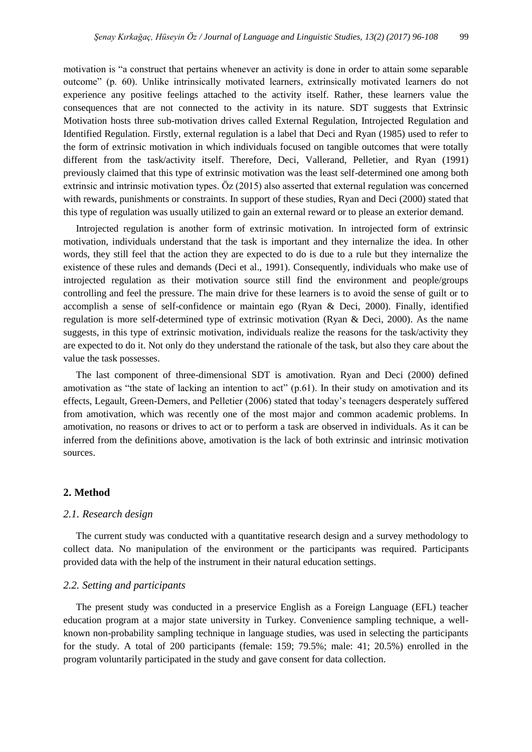motivation is "a construct that pertains whenever an activity is done in order to attain some separable outcome" (p. 60). Unlike intrinsically motivated learners, extrinsically motivated learners do not experience any positive feelings attached to the activity itself. Rather, these learners value the consequences that are not connected to the activity in its nature. SDT suggests that Extrinsic Motivation hosts three sub-motivation drives called External Regulation, Introjected Regulation and Identified Regulation. Firstly, external regulation is a label that Deci and Ryan (1985) used to refer to the form of extrinsic motivation in which individuals focused on tangible outcomes that were totally different from the task/activity itself. Therefore, Deci, Vallerand, Pelletier, and Ryan (1991) previously claimed that this type of extrinsic motivation was the least self-determined one among both extrinsic and intrinsic motivation types. Öz (2015) also asserted that external regulation was concerned with rewards, punishments or constraints. In support of these studies, Ryan and Deci (2000) stated that this type of regulation was usually utilized to gain an external reward or to please an exterior demand.

Introjected regulation is another form of extrinsic motivation. In introjected form of extrinsic motivation, individuals understand that the task is important and they internalize the idea. In other words, they still feel that the action they are expected to do is due to a rule but they internalize the existence of these rules and demands (Deci et al., 1991). Consequently, individuals who make use of introjected regulation as their motivation source still find the environment and people/groups controlling and feel the pressure. The main drive for these learners is to avoid the sense of guilt or to accomplish a sense of self-confidence or maintain ego (Ryan & Deci, 2000). Finally, identified regulation is more self-determined type of extrinsic motivation (Ryan & Deci, 2000). As the name suggests, in this type of extrinsic motivation, individuals realize the reasons for the task/activity they are expected to do it. Not only do they understand the rationale of the task, but also they care about the value the task possesses.

The last component of three-dimensional SDT is amotivation. Ryan and Deci (2000) defined amotivation as "the state of lacking an intention to act" (p.61). In their study on amotivation and its effects, Legault, Green-Demers, and Pelletier (2006) stated that today's teenagers desperately suffered from amotivation, which was recently one of the most major and common academic problems. In amotivation, no reasons or drives to act or to perform a task are observed in individuals. As it can be inferred from the definitions above, amotivation is the lack of both extrinsic and intrinsic motivation sources.

## 2. Method

### *2.1. Research design*

The current study was conducted with a quantitative research design and a survey methodology to collect data. No manipulation of the environment or the participants was required. Participants provided data with the help of the instrument in their natural education settings.

### *2.2. Setting and participants*

The present study was conducted in a preservice English as a Foreign Language (EFL) teacher education program at a major state university in Turkey. Convenience sampling technique, a well-known non-probability sampling technique in language studies, was used in selecting the participants for the study. A total of 200 participants (female: 159; 79.5%; male: 41; 20.5%) enrolled in the program voluntarily participated in the study and gave consent for data collection.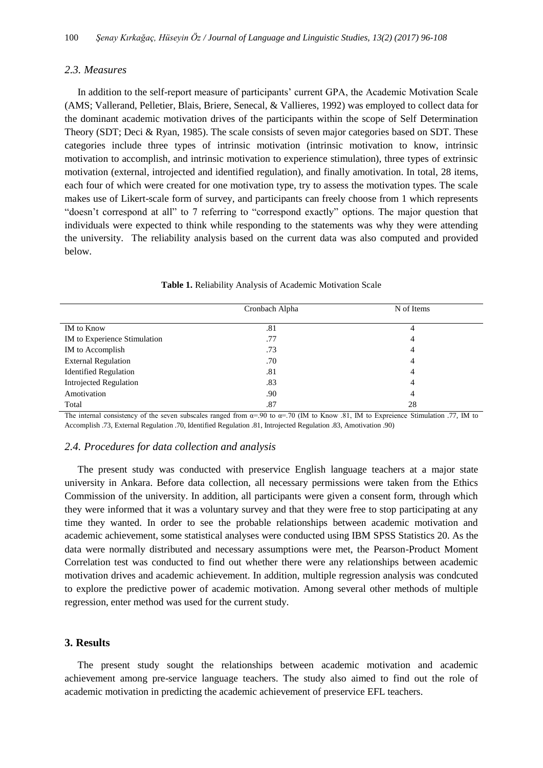### 2.3. Measures

In addition to the self-report measure of participants' current GPA, the Academic Motivation Scale (AMS; Vallerand, Pelletier, Blais, Briere, Senecal, & Vallieres, 1992) was employed to collect data for the dominant academic motivation drives of the participants within the scope of Self Determination Theory (SDT; Deci & Ryan, 1985). The scale consists of seven major categories based on SDT. These categories include three types of intrinsic motivation (intrinsic motivation to know, intrinsic motivation to accomplish, and intrinsic motivation to experience stimulation), three types of extrinsic motivation (external, introjected and identified regulation), and finally amotivation. In total, 28 items, each four of which were created for one motivation type, try to assess the motivation types. The scale makes use of Likert-scale form of survey, and participants can freely choose from 1 which represents "doesn't correspond at all" to 7 referring to "correspond exactly" options. The major question that individuals were expected to think while responding to the statements was why they were attending the university. The reliability analysis based on the current data was also computed and provided below.

**Table 1.** Reliability Analysis of Academic Motivation Scale

| | Cronbach Alpha | N of Items |
|---|---|---|
| IM to Know | .81 | 4 |
| IM to Experience Stimulation | .77 | 4 |
| IM to Accomplish | .73 | 4 |
| External Regulation | .70 | 4 |
| Identified Regulation | .81 | 4 |
| Introjected Regulation | .83 | 4 |
| Amotivation | .90 | 4 |
| Total | .87 | 28 |

The internal consistency of the seven subscales ranged from α=.90 to α=.70 (IM to Know .81, IM to Expreience Stimulation .77, IM to Accomplish .73, External Regulation .70, Identified Regulation .81, Introjected Regulation .83, Amotivation .90)

### 2.4. Procedures for data collection and analysis

The present study was conducted with preservice English language teachers at a major state university in Ankara. Before data collection, all necessary permissions were taken from the Ethics Commission of the university. In addition, all participants were given a consent form, through which they were informed that it was a voluntary survey and that they were free to stop participating at any time they wanted. In order to see the probable relationships between academic motivation and academic achievement, some statistical analyses were conducted using IBM SPSS Statistics 20. As the data were normally distributed and necessary assumptions were met, the Pearson-Product Moment Correlation test was conducted to find out whether there were any relationships between academic motivation drives and academic achievement. In addition, multiple regression analysis was condcuted to explore the predictive power of academic motivation. Among several other methods of multiple regression, enter method was used for the current study.

## 3. Results

The present study sought the relationships between academic motivation and academic achievement among pre-service language teachers. The study also aimed to find out the role of academic motivation in predicting the academic achievement of preservice EFL teachers.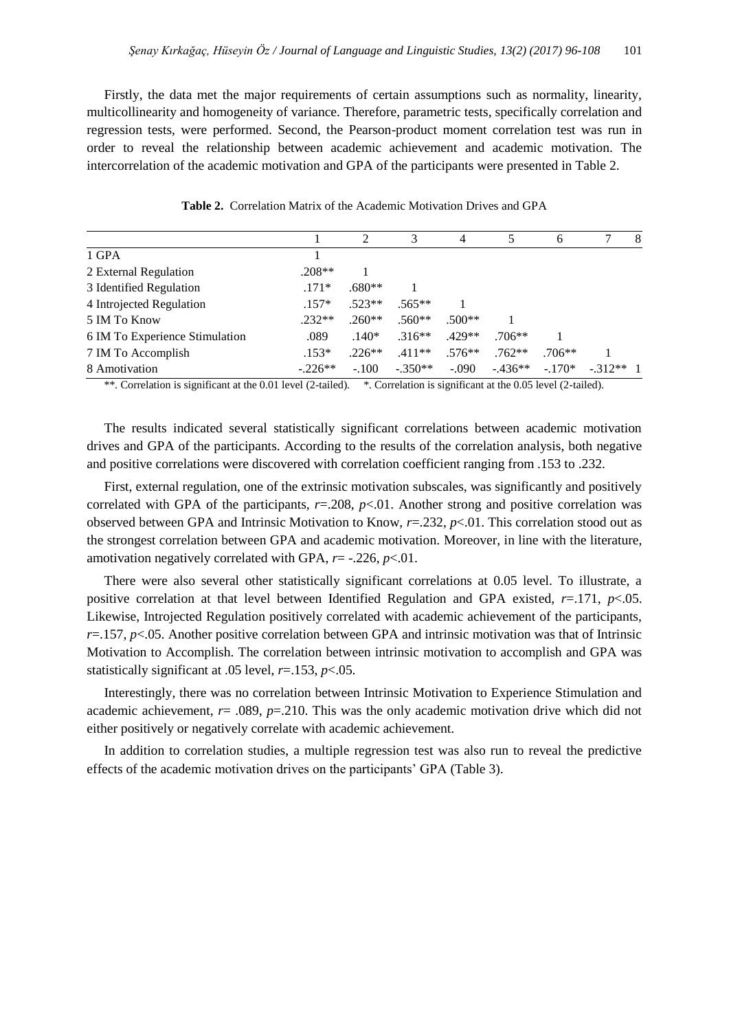Firstly, the data met the major requirements of certain assumptions such as normality, linearity, multicollinearity and homogeneity of variance. Therefore, parametric tests, specifically correlation and regression tests, were performed. Second, the Pearson-product moment correlation test was run in order to reveal the relationship between academic achievement and academic motivation. The intercorrelation of the academic motivation and GPA of the participants were presented in Table 2.

**Table 2.** Correlation Matrix of the Academic Motivation Drives and GPA

| | 1 | 2 | 3 | 4 | 5 | 6 | 7 | 8 |
|---|---|---|---|---|---|---|---|---|
| 1 GPA | 1 | | | | | | | |
| 2 External Regulation | .208** | 1 | | | | | | |
| 3 Identified Regulation | .171* | .680** | 1 | | | | | |
| 4 Introjected Regulation | .157* | .523** | .565** | 1 | | | | |
| 5 IM To Know | .232** | .260** | .560** | .500** | 1 | | | |
| 6 IM To Experience Stimulation | .089 | .140* | .316** | .429** | .706** | 1 | | |
| 7 IM To Accomplish | .153* | .226** | .411** | .576** | .762** | .706** | 1 | |
| 8 Amotivation | -.226** | -.100 | -.350** | -.090 | -.436** | -.170* | -.312** | 1 |

**. Correlation is significant at the 0.01 level (2-tailed). *. Correlation is significant at the 0.05 level (2-tailed).

The results indicated several statistically significant correlations between academic motivation drives and GPA of the participants. According to the results of the correlation analysis, both negative and positive correlations were discovered with correlation coefficient ranging from .153 to .232.

First, external regulation, one of the extrinsic motivation subscales, was significantly and positively correlated with GPA of the participants, $r$=.208, $p$<.01. Another strong and positive correlation was observed between GPA and Intrinsic Motivation to Know, $r$=.232, $p$<.01. This correlation stood out as the strongest correlation between GPA and academic motivation. Moreover, in line with the literature, amotivation negatively correlated with GPA, $r$= -.226, $p$<.01.

There were also several other statistically significant correlations at 0.05 level. To illustrate, a positive correlation at that level between Identified Regulation and GPA existed, $r$=.171, $p$<.05. Likewise, Introjected Regulation positively correlated with academic achievement of the participants, $r$=.157, $p$<.05. Another positive correlation between GPA and intrinsic motivation was that of Intrinsic Motivation to Accomplish. The correlation between intrinsic motivation to accomplish and GPA was statistically significant at .05 level, $r$=.153, $p$<.05.

Interestingly, there was no correlation between Intrinsic Motivation to Experience Stimulation and academic achievement, $r$= .089, $p$=.210. This was the only academic motivation drive which did not either positively or negatively correlate with academic achievement.

In addition to correlation studies, a multiple regression test was also run to reveal the predictive effects of the academic motivation drives on the participants' GPA (Table 3).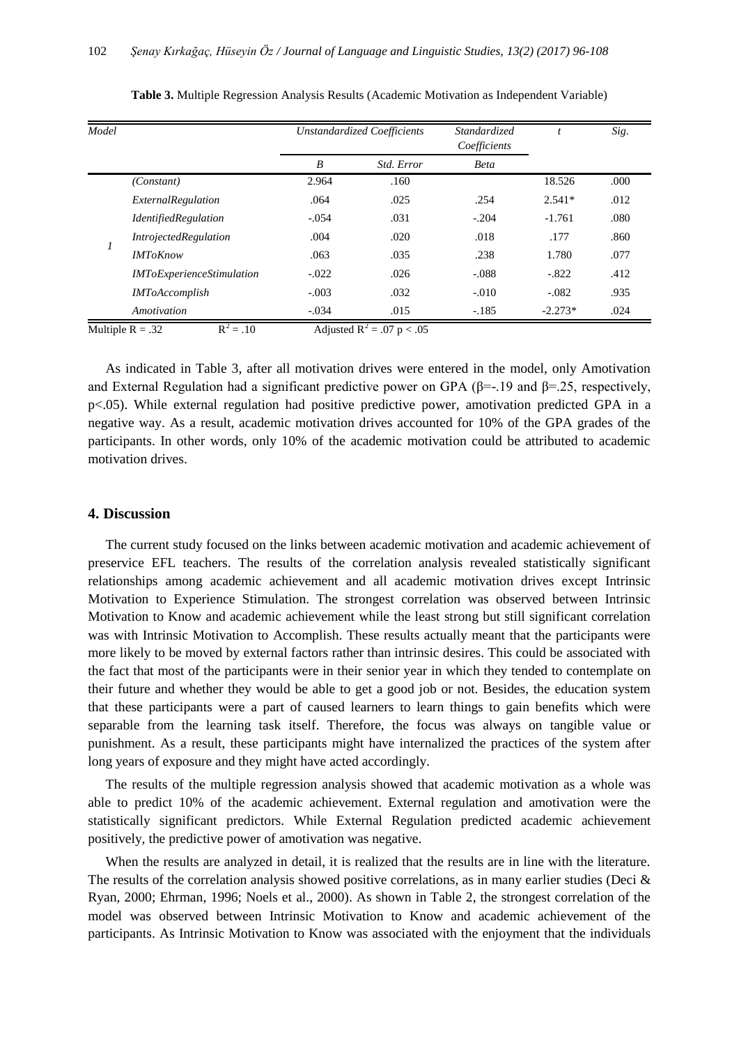**Table 3.** Multiple Regression Analysis Results (Academic Motivation as Independent Variable)

| *Model* | | *Unstandardized Coefficients* | | *Standardized Coefficients* | *t* | *Sig.* |
|---|---|---|---|---|---|---|
| | | *B* | *Std. Error* | *Beta* | | |
| 1 | *(Constant)* | 2.964 | .160 | | 18.526 | .000 |
| | *ExternalRegulation* | .064 | .025 | .254 | 2.541* | .012 |
| | *IdentifiedRegulation* | -.054 | .031 | -.204 | -1.761 | .080 |
| | *IntrojectedRegulation* | .004 | .020 | .018 | .177 | .860 |
| | *IMToKnow* | .063 | .035 | .238 | 1.780 | .077 |
| | *IMToExperienceStimulation* | -.022 | .026 | -.088 | -.822 | .412 |
| | *IMToAccomplish* | -.003 | .032 | -.010 | -.082 | .935 |
| | *Amotivation* | -.034 | .015 | -.185 | -2.273* | .024 |

Multiple R = .32 $R^2 = .10$ Adjusted $R^2 = .07$ $p < .05$

As indicated in Table 3, after all motivation drives were entered in the model, only Amotivation and External Regulation had a significant predictive power on GPA (β=-.19 and β=.25, respectively, p<.05). While external regulation had positive predictive power, amotivation predicted GPA in a negative way. As a result, academic motivation drives accounted for 10% of the GPA grades of the participants. In other words, only 10% of the academic motivation could be attributed to academic motivation drives.

## 4. Discussion

The current study focused on the links between academic motivation and academic achievement of preservice EFL teachers. The results of the correlation analysis revealed statistically significant relationships among academic achievement and all academic motivation drives except Intrinsic Motivation to Experience Stimulation. The strongest correlation was observed between Intrinsic Motivation to Know and academic achievement while the least strong but still significant correlation was with Intrinsic Motivation to Accomplish. These results actually meant that the participants were more likely to be moved by external factors rather than intrinsic desires. This could be associated with the fact that most of the participants were in their senior year in which they tended to contemplate on their future and whether they would be able to get a good job or not. Besides, the education system that these participants were a part of caused learners to learn things to gain benefits which were separable from the learning task itself. Therefore, the focus was always on tangible value or punishment. As a result, these participants might have internalized the practices of the system after long years of exposure and they might have acted accordingly.

The results of the multiple regression analysis showed that academic motivation as a whole was able to predict 10% of the academic achievement. External regulation and amotivation were the statistically significant predictors. While External Regulation predicted academic achievement positively, the predictive power of amotivation was negative.

When the results are analyzed in detail, it is realized that the results are in line with the literature. The results of the correlation analysis showed positive correlations, as in many earlier studies (Deci & Ryan, 2000; Ehrman, 1996; Noels et al., 2000). As shown in Table 2, the strongest correlation of the model was observed between Intrinsic Motivation to Know and academic achievement of the participants. As Intrinsic Motivation to Know was associated with the enjoyment that the individuals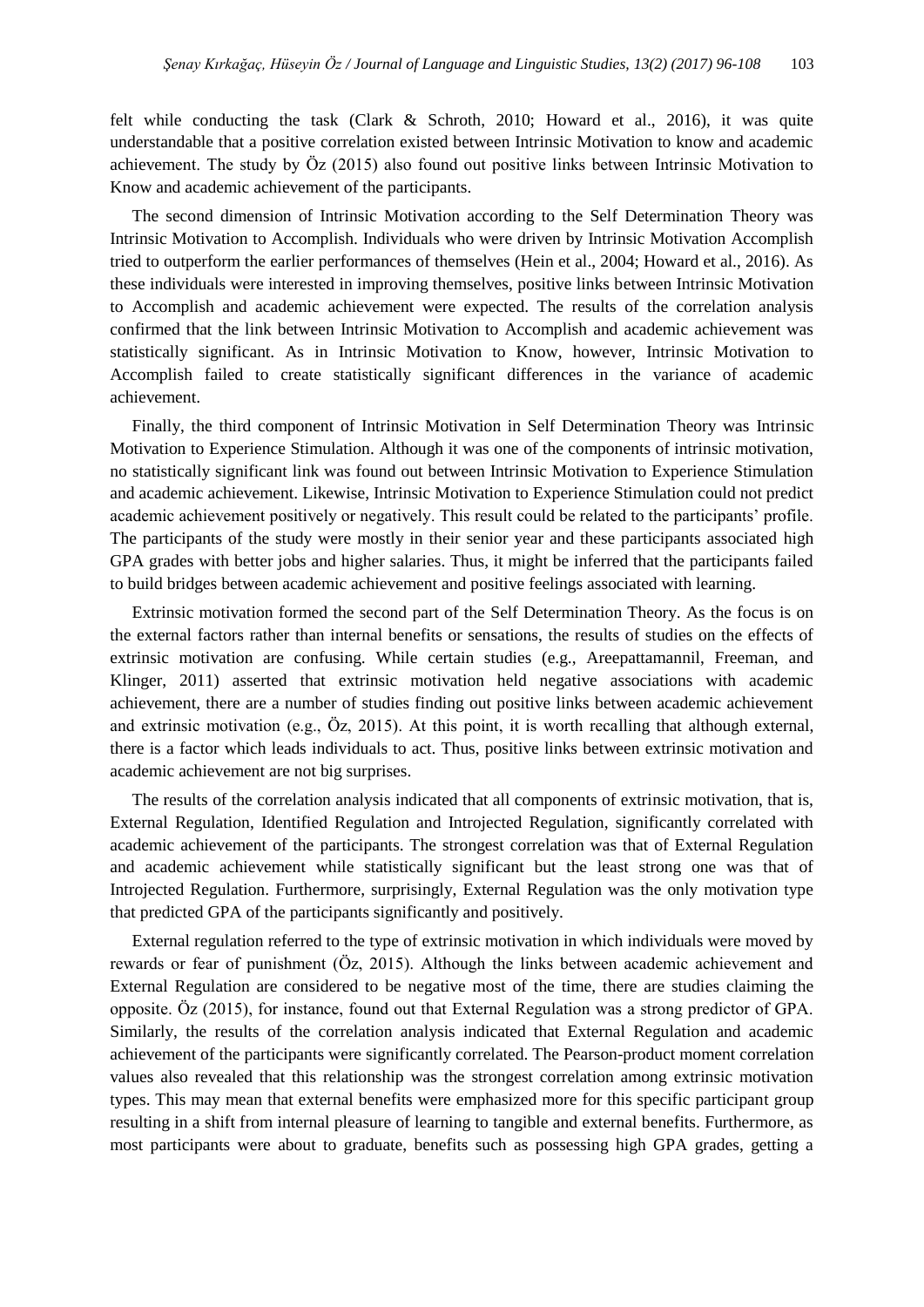felt while conducting the task (Clark & Schroth, 2010; Howard et al., 2016), it was quite understandable that a positive correlation existed between Intrinsic Motivation to know and academic achievement. The study by Öz (2015) also found out positive links between Intrinsic Motivation to Know and academic achievement of the participants.

The second dimension of Intrinsic Motivation according to the Self Determination Theory was Intrinsic Motivation to Accomplish. Individuals who were driven by Intrinsic Motivation Accomplish tried to outperform the earlier performances of themselves (Hein et al., 2004; Howard et al., 2016). As these individuals were interested in improving themselves, positive links between Intrinsic Motivation to Accomplish and academic achievement were expected. The results of the correlation analysis confirmed that the link between Intrinsic Motivation to Accomplish and academic achievement was statistically significant. As in Intrinsic Motivation to Know, however, Intrinsic Motivation to Accomplish failed to create statistically significant differences in the variance of academic achievement.

Finally, the third component of Intrinsic Motivation in Self Determination Theory was Intrinsic Motivation to Experience Stimulation. Although it was one of the components of intrinsic motivation, no statistically significant link was found out between Intrinsic Motivation to Experience Stimulation and academic achievement. Likewise, Intrinsic Motivation to Experience Stimulation could not predict academic achievement positively or negatively. This result could be related to the participants' profile. The participants of the study were mostly in their senior year and these participants associated high GPA grades with better jobs and higher salaries. Thus, it might be inferred that the participants failed to build bridges between academic achievement and positive feelings associated with learning.

Extrinsic motivation formed the second part of the Self Determination Theory. As the focus is on the external factors rather than internal benefits or sensations, the results of studies on the effects of extrinsic motivation are confusing. While certain studies (e.g., Areepattamannil, Freeman, and Klinger, 2011) asserted that extrinsic motivation held negative associations with academic achievement, there are a number of studies finding out positive links between academic achievement and extrinsic motivation (e.g., Öz, 2015). At this point, it is worth recalling that although external, there is a factor which leads individuals to act. Thus, positive links between extrinsic motivation and academic achievement are not big surprises.

The results of the correlation analysis indicated that all components of extrinsic motivation, that is, External Regulation, Identified Regulation and Introjected Regulation, significantly correlated with academic achievement of the participants. The strongest correlation was that of External Regulation and academic achievement while statistically significant but the least strong one was that of Introjected Regulation. Furthermore, surprisingly, External Regulation was the only motivation type that predicted GPA of the participants significantly and positively.

External regulation referred to the type of extrinsic motivation in which individuals were moved by rewards or fear of punishment (Öz, 2015). Although the links between academic achievement and External Regulation are considered to be negative most of the time, there are studies claiming the opposite. Öz (2015), for instance, found out that External Regulation was a strong predictor of GPA. Similarly, the results of the correlation analysis indicated that External Regulation and academic achievement of the participants were significantly correlated. The Pearson-product moment correlation values also revealed that this relationship was the strongest correlation among extrinsic motivation types. This may mean that external benefits were emphasized more for this specific participant group resulting in a shift from internal pleasure of learning to tangible and external benefits. Furthermore, as most participants were about to graduate, benefits such as possessing high GPA grades, getting a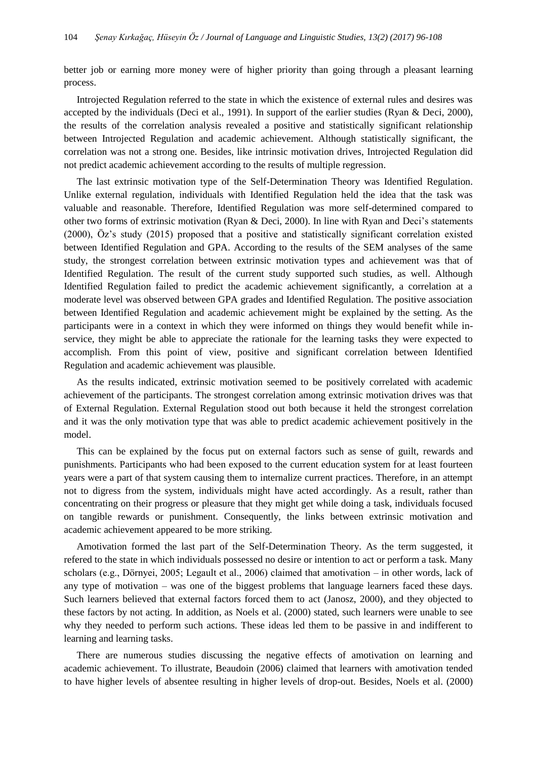better job or earning more money were of higher priority than going through a pleasant learning process.

Introjected Regulation referred to the state in which the existence of external rules and desires was accepted by the individuals (Deci et al., 1991). In support of the earlier studies (Ryan & Deci, 2000), the results of the correlation analysis revealed a positive and statistically significant relationship between Introjected Regulation and academic achievement. Although statistically significant, the correlation was not a strong one. Besides, like intrinsic motivation drives, Introjected Regulation did not predict academic achievement according to the results of multiple regression.

The last extrinsic motivation type of the Self-Determination Theory was Identified Regulation. Unlike external regulation, individuals with Identified Regulation held the idea that the task was valuable and reasonable. Therefore, Identified Regulation was more self-determined compared to other two forms of extrinsic motivation (Ryan & Deci, 2000). In line with Ryan and Deci's statements (2000), Öz's study (2015) proposed that a positive and statistically significant correlation existed between Identified Regulation and GPA. According to the results of the SEM analyses of the same study, the strongest correlation between extrinsic motivation types and achievement was that of Identified Regulation. The result of the current study supported such studies, as well. Although Identified Regulation failed to predict the academic achievement significantly, a correlation at a moderate level was observed between GPA grades and Identified Regulation. The positive association between Identified Regulation and academic achievement might be explained by the setting. As the participants were in a context in which they were informed on things they would benefit while in-service, they might be able to appreciate the rationale for the learning tasks they were expected to accomplish. From this point of view, positive and significant correlation between Identified Regulation and academic achievement was plausible.

As the results indicated, extrinsic motivation seemed to be positively correlated with academic achievement of the participants. The strongest correlation among extrinsic motivation drives was that of External Regulation. External Regulation stood out both because it held the strongest correlation and it was the only motivation type that was able to predict academic achievement positively in the model.

This can be explained by the focus put on external factors such as sense of guilt, rewards and punishments. Participants who had been exposed to the current education system for at least fourteen years were a part of that system causing them to internalize current practices. Therefore, in an attempt not to digress from the system, individuals might have acted accordingly. As a result, rather than concentrating on their progress or pleasure that they might get while doing a task, individuals focused on tangible rewards or punishment. Consequently, the links between extrinsic motivation and academic achievement appeared to be more striking.

Amotivation formed the last part of the Self-Determination Theory. As the term suggested, it refered to the state in which individuals possessed no desire or intention to act or perform a task. Many scholars (e.g., Dörnyei, 2005; Legault et al., 2006) claimed that amotivation – in other words, lack of any type of motivation – was one of the biggest problems that language learners faced these days. Such learners believed that external factors forced them to act (Janosz, 2000), and they objected to these factors by not acting. In addition, as Noels et al. (2000) stated, such learners were unable to see why they needed to perform such actions. These ideas led them to be passive in and indifferent to learning and learning tasks.

There are numerous studies discussing the negative effects of amotivation on learning and academic achievement. To illustrate, Beaudoin (2006) claimed that learners with amotivation tended to have higher levels of absentee resulting in higher levels of drop-out. Besides, Noels et al. (2000)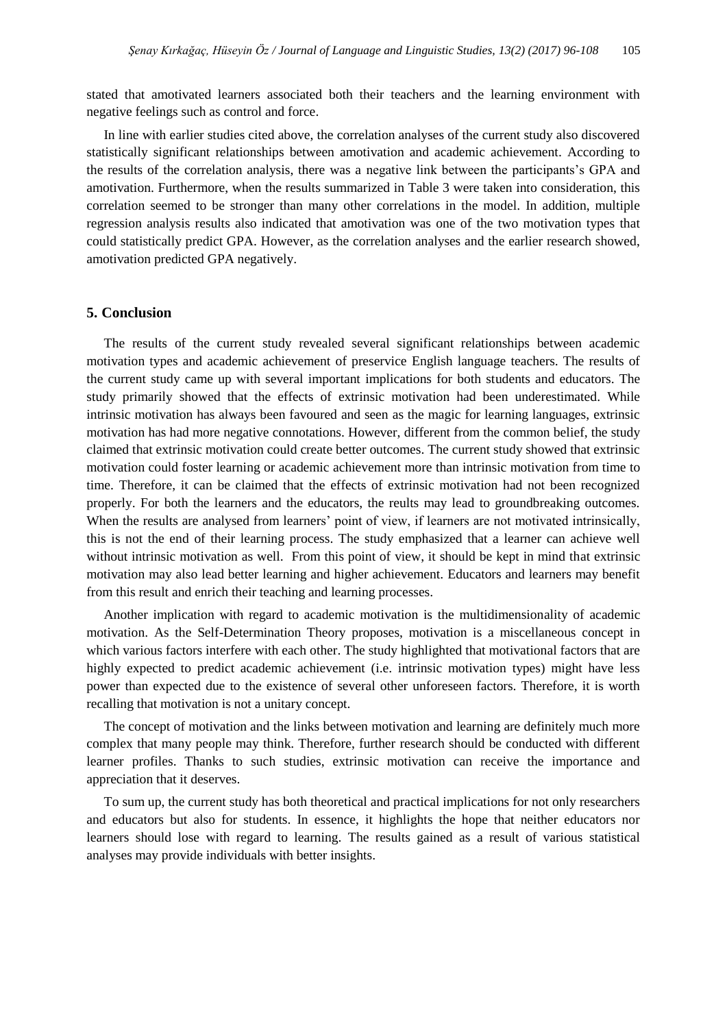stated that amotivated learners associated both their teachers and the learning environment with negative feelings such as control and force.

In line with earlier studies cited above, the correlation analyses of the current study also discovered statistically significant relationships between amotivation and academic achievement. According to the results of the correlation analysis, there was a negative link between the participants's GPA and amotivation. Furthermore, when the results summarized in Table 3 were taken into consideration, this correlation seemed to be stronger than many other correlations in the model. In addition, multiple regression analysis results also indicated that amotivation was one of the two motivation types that could statistically predict GPA. However, as the correlation analyses and the earlier research showed, amotivation predicted GPA negatively.

## 5. Conclusion

The results of the current study revealed several significant relationships between academic motivation types and academic achievement of preservice English language teachers. The results of the current study came up with several important implications for both students and educators. The study primarily showed that the effects of extrinsic motivation had been underestimated. While intrinsic motivation has always been favoured and seen as the magic for learning languages, extrinsic motivation has had more negative connotations. However, different from the common belief, the study claimed that extrinsic motivation could create better outcomes. The current study showed that extrinsic motivation could foster learning or academic achievement more than intrinsic motivation from time to time. Therefore, it can be claimed that the effects of extrinsic motivation had not been recognized properly. For both the learners and the educators, the reults may lead to groundbreaking outcomes. When the results are analysed from learners' point of view, if learners are not motivated intrinsically, this is not the end of their learning process. The study emphasized that a learner can achieve well without intrinsic motivation as well. From this point of view, it should be kept in mind that extrinsic motivation may also lead better learning and higher achievement. Educators and learners may benefit from this result and enrich their teaching and learning processes.

Another implication with regard to academic motivation is the multidimensionality of academic motivation. As the Self-Determination Theory proposes, motivation is a miscellaneous concept in which various factors interfere with each other. The study highlighted that motivational factors that are highly expected to predict academic achievement (i.e. intrinsic motivation types) might have less power than expected due to the existence of several other unforeseen factors. Therefore, it is worth recalling that motivation is not a unitary concept.

The concept of motivation and the links between motivation and learning are definitely much more complex that many people may think. Therefore, further research should be conducted with different learner profiles. Thanks to such studies, extrinsic motivation can receive the importance and appreciation that it deserves.

To sum up, the current study has both theoretical and practical implications for not only researchers and educators but also for students. In essence, it highlights the hope that neither educators nor learners should lose with regard to learning. The results gained as a result of various statistical analyses may provide individuals with better insights.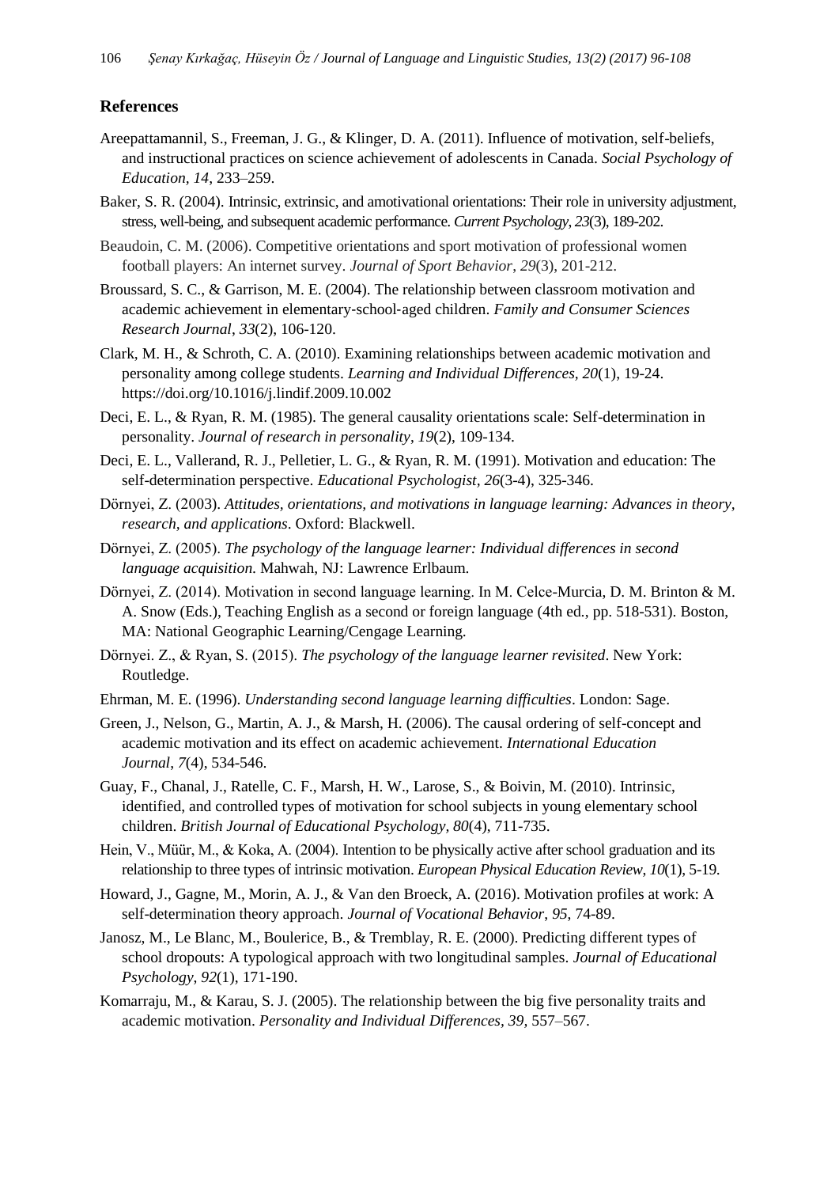## References

Areepattamannil, S., Freeman, J. G., & Klinger, D. A. (2011). Influence of motivation, self-beliefs, and instructional practices on science achievement of adolescents in Canada. *Social Psychology of Education, 14*, 233–259.

Baker, S. R. (2004). Intrinsic, extrinsic, and amotivational orientations: Their role in university adjustment, stress, well-being, and subsequent academic performance. *Current Psychology*, *23*(3), 189-202.

Beaudoin, C. M. (2006). Competitive orientations and sport motivation of professional women football players: An internet survey. *Journal of Sport Behavior*, *29*(3), 201-212.

Broussard, S. C., & Garrison, M. E. (2004). The relationship between classroom motivation and academic achievement in elementary‐school‐aged children. *Family and Consumer Sciences Research Journal*, *33*(2), 106-120.

Clark, M. H., & Schroth, C. A. (2010). Examining relationships between academic motivation and personality among college students. *Learning and Individual Differences, 20*(1), 19-24. https://doi.org/10.1016/j.lindif.2009.10.002

Deci, E. L., & Ryan, R. M. (1985). The general causality orientations scale: Self-determination in personality. *Journal of research in personality*, *19*(2), 109-134.

Deci, E. L., Vallerand, R. J., Pelletier, L. G., & Ryan, R. M. (1991). Motivation and education: The self-determination perspective. *Educational Psychologist*, *26*(3-4), 325-346.

Dörnyei, Z. (2003). *Attitudes, orientations, and motivations in language learning: Advances in theory, research, and applications*. Oxford: Blackwell.

Dörnyei, Z. (2005). *The psychology of the language learner: Individual differences in second language acquisition.* Mahwah, NJ: Lawrence Erlbaum.

Dörnyei, Z. (2014). Motivation in second language learning. In M. Celce-Murcia, D. M. Brinton & M. A. Snow (Eds.), Teaching English as a second or foreign language (4th ed., pp. 518-531). Boston, MA: National Geographic Learning/Cengage Learning.

Dörnyei. Z., & Ryan, S. (2015). *The psychology of the language learner revisited*. New York: Routledge.

Ehrman, M. E. (1996). *Understanding second language learning difficulties*. London: Sage.

Green, J., Nelson, G., Martin, A. J., & Marsh, H. (2006). The causal ordering of self-concept and academic motivation and its effect on academic achievement. *International Education Journal*, *7*(4), 534-546.

Guay, F., Chanal, J., Ratelle, C. F., Marsh, H. W., Larose, S., & Boivin, M. (2010). Intrinsic, identified, and controlled types of motivation for school subjects in young elementary school children. *British Journal of Educational Psychology, 80*(4), 711-735.

Hein, V., Müür, M., & Koka, A. (2004). Intention to be physically active after school graduation and its relationship to three types of intrinsic motivation. *European Physical Education Review, 10*(1), 5-19.

Howard, J., Gagne, M., Morin, A. J., & Van den Broeck, A. (2016). Motivation profiles at work: A self-determination theory approach. *Journal of Vocational Behavior*, *95*, 74-89.

Janosz, M., Le Blanc, M., Boulerice, B., & Tremblay, R. E. (2000). Predicting different types of school dropouts: A typological approach with two longitudinal samples. *Journal of Educational Psychology, 92*(1), 171-190.

Komarraju, M., & Karau, S. J. (2005). The relationship between the big five personality traits and academic motivation. *Personality and Individual Differences, 39,* 557–567.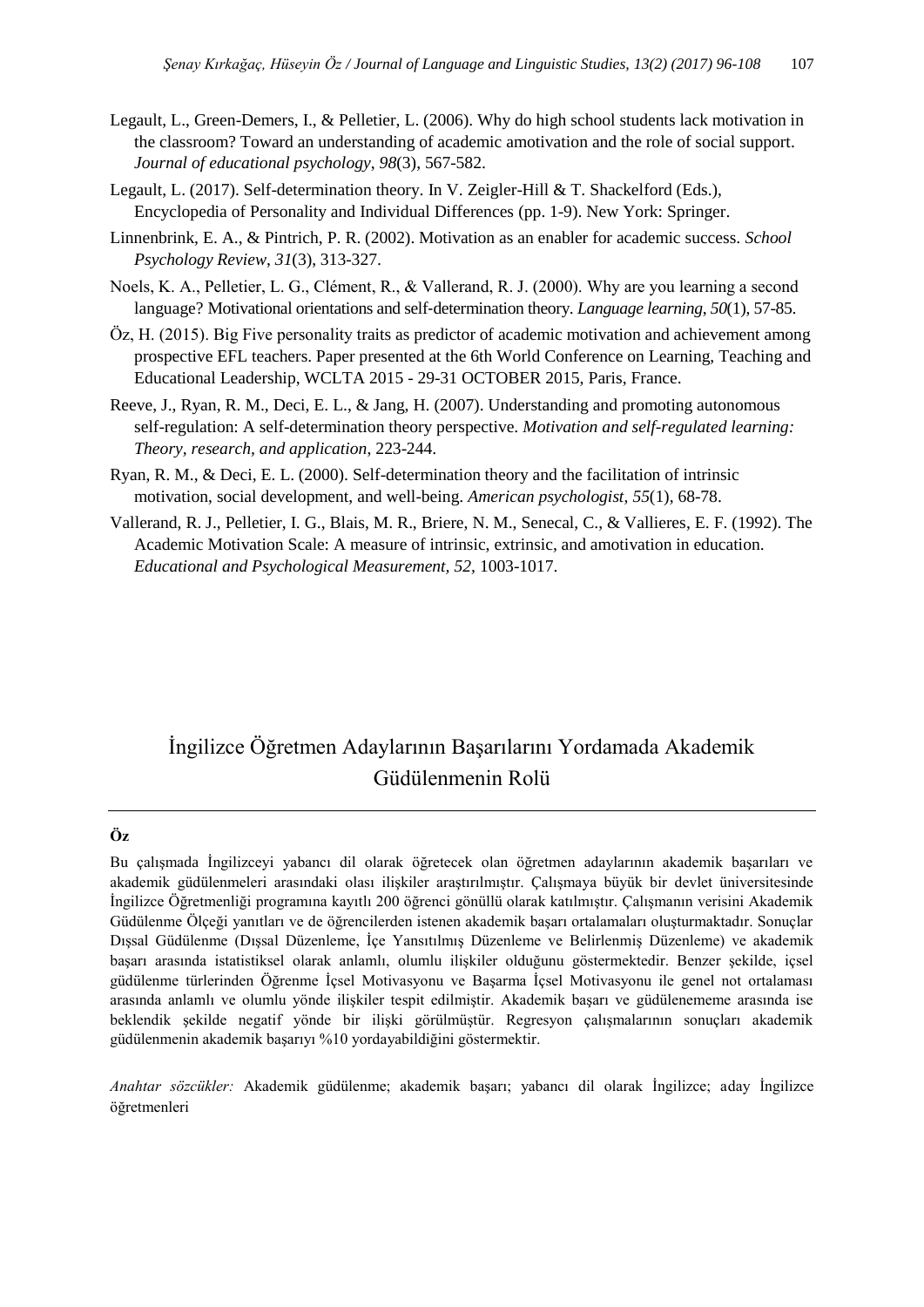Legault, L., Green-Demers, I., & Pelletier, L. (2006). Why do high school students lack motivation in the classroom? Toward an understanding of academic amotivation and the role of social support. *Journal of educational psychology*, *98*(3), 567-582.

Legault, L. (2017). Self-determination theory. In V. Zeigler-Hill & T. Shackelford (Eds.), Encyclopedia of Personality and Individual Differences (pp. 1-9). New York: Springer.

Linnenbrink, E. A., & Pintrich, P. R. (2002). Motivation as an enabler for academic success. *School Psychology Review*, *31*(3), 313-327.

Noels, K. A., Pelletier, L. G., Clément, R., & Vallerand, R. J. (2000). Why are you learning a second language? Motivational orientations and self-determination theory. *Language learning*, *50*(1), 57-85.

Öz, H. (2015). Big Five personality traits as predictor of academic motivation and achievement among prospective EFL teachers. Paper presented at the 6th World Conference on Learning, Teaching and Educational Leadership, WCLTA 2015 - 29-31 OCTOBER 2015, Paris, France.

Reeve, J., Ryan, R. M., Deci, E. L., & Jang, H. (2007). Understanding and promoting autonomous self-regulation: A self-determination theory perspective. *Motivation and self-regulated learning: Theory, research, and application*, 223-244.

Ryan, R. M., & Deci, E. L. (2000). Self-determination theory and the facilitation of intrinsic motivation, social development, and well-being. *American psychologist*, *55*(1), 68-78.

Vallerand, R. J., Pelletier, L. G., Blais, M. R., Briere, N. M., Senecal, C., & Vallieres, E. F. (1992). The Academic Motivation Scale: A measure of intrinsic, extrinsic, and amotivation in education. *Educational and Psychological Measurement, 52,* 1003-1017.

# İngilizce Öğretmen Adaylarının Başarılarını Yordamada Akademik Güdülenmenin Rolü

**Öz**

Bu çalışmada İngilizceyi yabancı dil olarak öğretecek olan öğretmen adaylarının akademik başarıları ve akademik güdülenmeleri arasındaki olası ilişkiler araştırılmıştır. Çalışmaya büyük bir devlet üniversitesinde İngilizce Öğretmenliği programına kayıtlı 200 öğrenci gönüllü olarak katılmıştır. Çalışmanın verisini Akademik Güdülenme Ölçeği yanıtları ve de öğrencilerden istenen akademik başarı ortalamaları oluşturmaktadır. Sonuçlar Dışsal Güdülenme (Dışsal Düzenleme, İçe Yansıtılmış Düzenleme ve Belirlenmiş Düzenleme) ve akademik başarı arasında istatistiksel olarak anlamlı, olumlu ilişkiler olduğunu göstermektedir. Benzer şekilde, içsel güdülenme türlerinden Öğrenme İçsel Motivasyonu ve Başarma İçsel Motivasyonu ile genel not ortalaması arasında anlamlı ve olumlu yönde ilişkiler tespit edilmiştir. Akademik başarı ve güdülenememe arasında ise beklendik şekilde negatif yönde bir ilişki görülmüştür. Regresyon çalışmalarının sonuçları akademik güdülenmenin akademik başarıyı %10 yordayabildiğini göstermektir.

*Anahtar sözcükler:* Akademik güdülenme; akademik başarı; yabancı dil olarak İngilizce; aday İngilizce öğretmenleri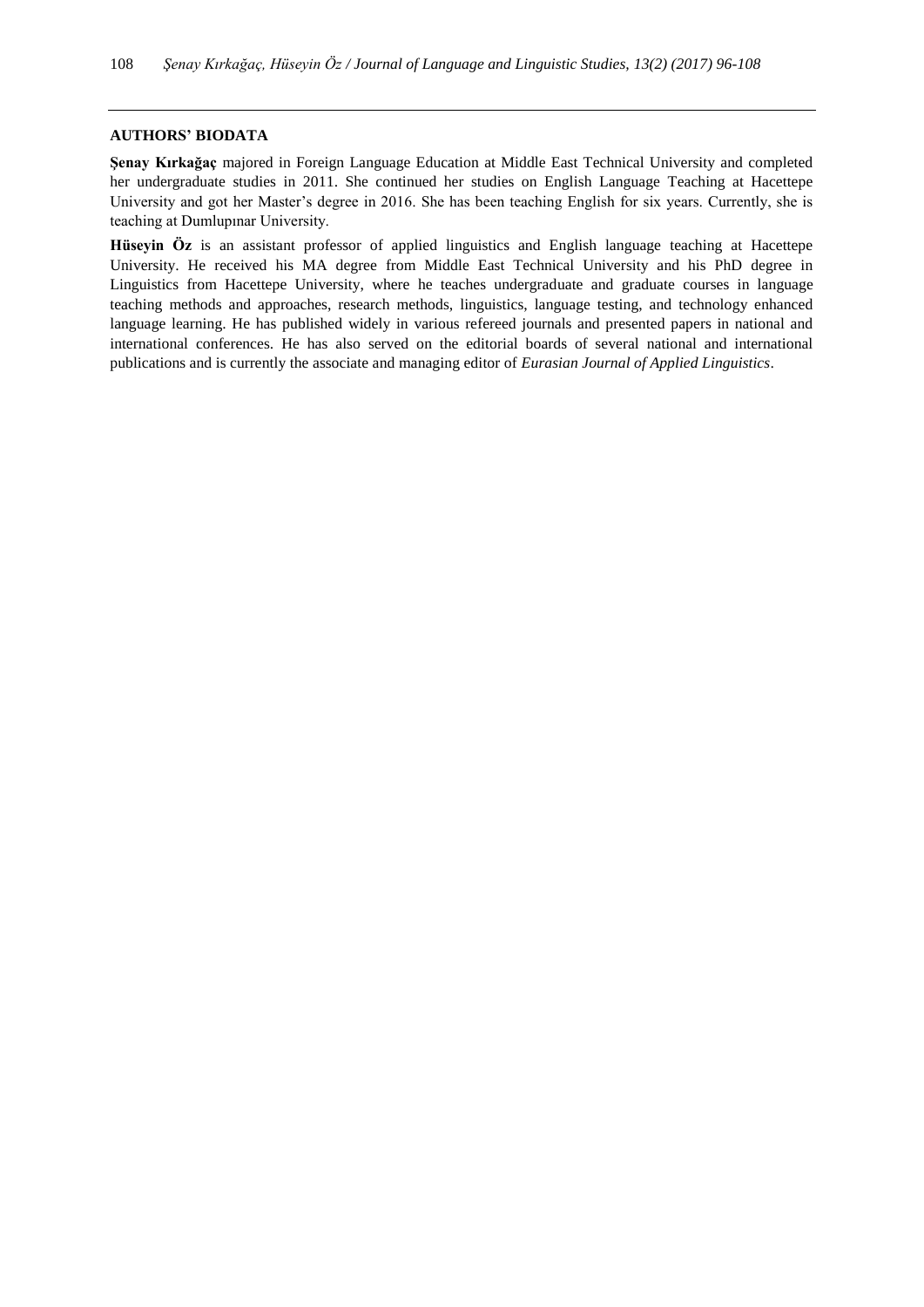## AUTHORS' BIODATA

**Şenay Kırkağaç** majored in Foreign Language Education at Middle East Technical University and completed her undergraduate studies in 2011. She continued her studies on English Language Teaching at Hacettepe University and got her Master's degree in 2016. She has been teaching English for six years. Currently, she is teaching at Dumlupınar University.

**Hüseyin Öz** is an assistant professor of applied linguistics and English language teaching at Hacettepe University. He received his MA degree from Middle East Technical University and his PhD degree in Linguistics from Hacettepe University, where he teaches undergraduate and graduate courses in language teaching methods and approaches, research methods, linguistics, language testing, and technology enhanced language learning. He has published widely in various refereed journals and presented papers in national and international conferences. He has also served on the editorial boards of several national and international publications and is currently the associate and managing editor of *Eurasian Journal of Applied Linguistics*.